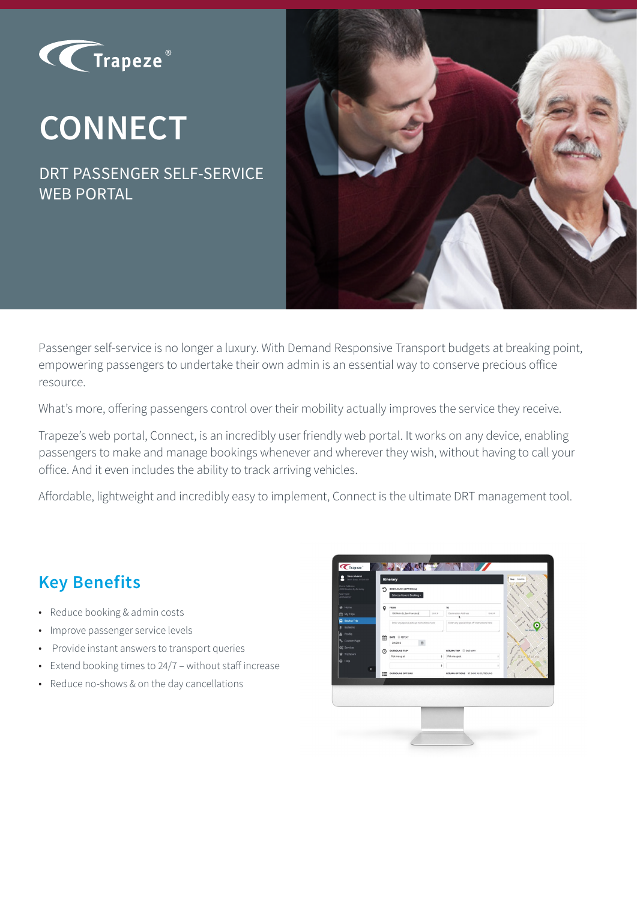Trapeze®

# CONNECT

DRT PASSENGER SELF-SERVICE WEB PORTAL

Passenger self-service is no longer a luxury. With Demand Responsive Transport budgets at breaking point, empowering passengers to undertake their own admin is an essential way to conserve precious office resource.

What's more, offering passengers control over their mobility actually improves the service they receive.

Trapeze's web portal, Connect, is an incredibly user friendly web portal. It works on any device, enabling passengers to make and manage bookings whenever and wherever they wish, without having to call your office. And it even includes the ability to track arriving vehicles.

Affordable, lightweight and incredibly easy to implement, Connect is the ultimate DRT management tool.

## Key Benefits

- Reduce booking & admin costs
- Improve passenger service levels
- Provide instant answers to transport queries
- Extend booking times to 24/7 – without staff increase
- Reduce no-shows & on the day cancellations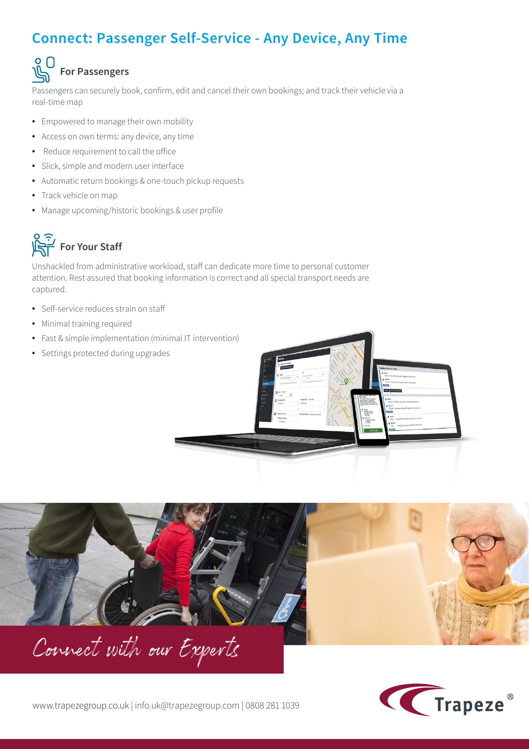## Connect: Passenger Self-Service - Any Device, Any Time

### For Passengers

Passengers can securely book, confirm, edit and cancel their own bookings; and track their vehicle via a real-time map

- Empowered to manage their own mobility
- Access on own terms: any device, any time
- Reduce requirement to call the office
- Slick, simple and modern user interface
- Automatic return bookings & one-touch pickup requests
- Track vehicle on map
- Manage upcoming/historic bookings & user profile

### For Your Staff

Unshackled from administrative workload, staff can dedicate more time to personal customer attention. Rest assured that booking information is correct and all special transport needs are captured.

- Self-service reduces strain on staff
- Minimal training required
- Fast & simple implementation (minimal IT intervention)
- Settings protected during upgrades

Connect with our Experts

www.trapezegroup.co.uk | info.uk@trapezegroup.com | 0808 281 1039

Trapeze®